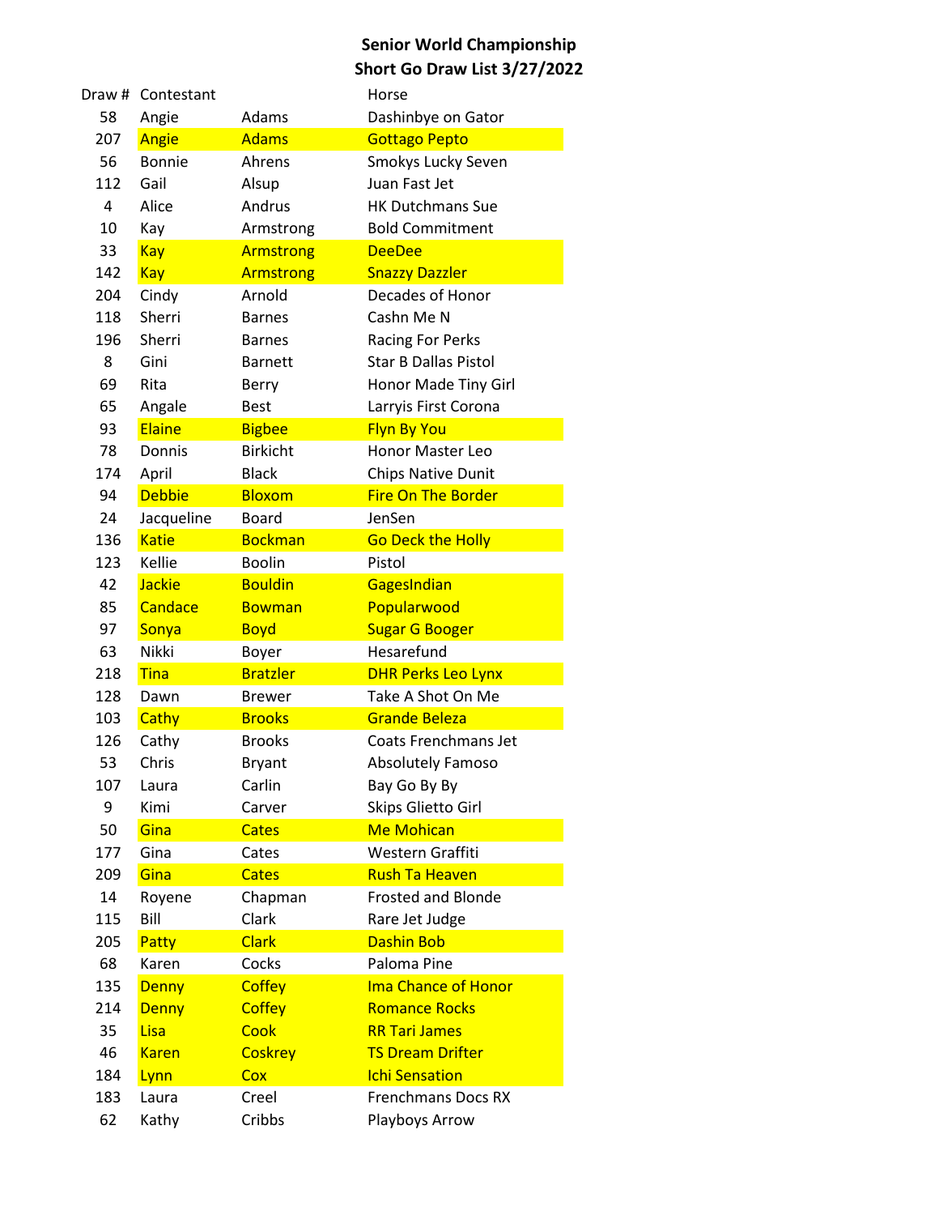**Senior World Championship**
**Short Go Draw List 3/27/2022**

| Draw # | Contestant | | Horse |
|---|---|---|---|
| 58 | Angie | Adams | Dashinbye on Gator |
| 207 | Angie | Adams | Gottago Pepto |
| 56 | Bonnie | Ahrens | Smokys Lucky Seven |
| 112 | Gail | Alsup | Juan Fast Jet |
| 4 | Alice | Andrus | HK Dutchmans Sue |
| 10 | Kay | Armstrong | Bold Commitment |
| 33 | Kay | Armstrong | DeeDee |
| 142 | Kay | Armstrong | Snazzy Dazzler |
| 204 | Cindy | Arnold | Decades of Honor |
| 118 | Sherri | Barnes | Cashn Me N |
| 196 | Sherri | Barnes | Racing For Perks |
| 8 | Gini | Barnett | Star B Dallas Pistol |
| 69 | Rita | Berry | Honor Made Tiny Girl |
| 65 | Angale | Best | Larryis First Corona |
| 93 | Elaine | Bigbee | Flyn By You |
| 78 | Donnis | Birkicht | Honor Master Leo |
| 174 | April | Black | Chips Native Dunit |
| 94 | Debbie | Bloxom | Fire On The Border |
| 24 | Jacqueline | Board | JenSen |
| 136 | Katie | Bockman | Go Deck the Holly |
| 123 | Kellie | Boolin | Pistol |
| 42 | Jackie | Bouldin | GagesIndian |
| 85 | Candace | Bowman | Popularwood |
| 97 | Sonya | Boyd | Sugar G Booger |
| 63 | Nikki | Boyer | Hesarefund |
| 218 | Tina | Bratzler | DHR Perks Leo Lynx |
| 128 | Dawn | Brewer | Take A Shot On Me |
| 103 | Cathy | Brooks | Grande Beleza |
| 126 | Cathy | Brooks | Coats Frenchmans Jet |
| 53 | Chris | Bryant | Absolutely Famoso |
| 107 | Laura | Carlin | Bay Go By By |
| 9 | Kimi | Carver | Skips Glietto Girl |
| 50 | Gina | Cates | Me Mohican |
| 177 | Gina | Cates | Western Graffiti |
| 209 | Gina | Cates | Rush Ta Heaven |
| 14 | Royene | Chapman | Frosted and Blonde |
| 115 | Bill | Clark | Rare Jet Judge |
| 205 | Patty | Clark | Dashin Bob |
| 68 | Karen | Cocks | Paloma Pine |
| 135 | Denny | Coffey | Ima Chance of Honor |
| 214 | Denny | Coffey | Romance Rocks |
| 35 | Lisa | Cook | RR Tari James |
| 46 | Karen | Coskrey | TS Dream Drifter |
| 184 | Lynn | Cox | Ichi Sensation |
| 183 | Laura | Creel | Frenchmans Docs RX |
| 62 | Kathy | Cribbs | Playboys Arrow |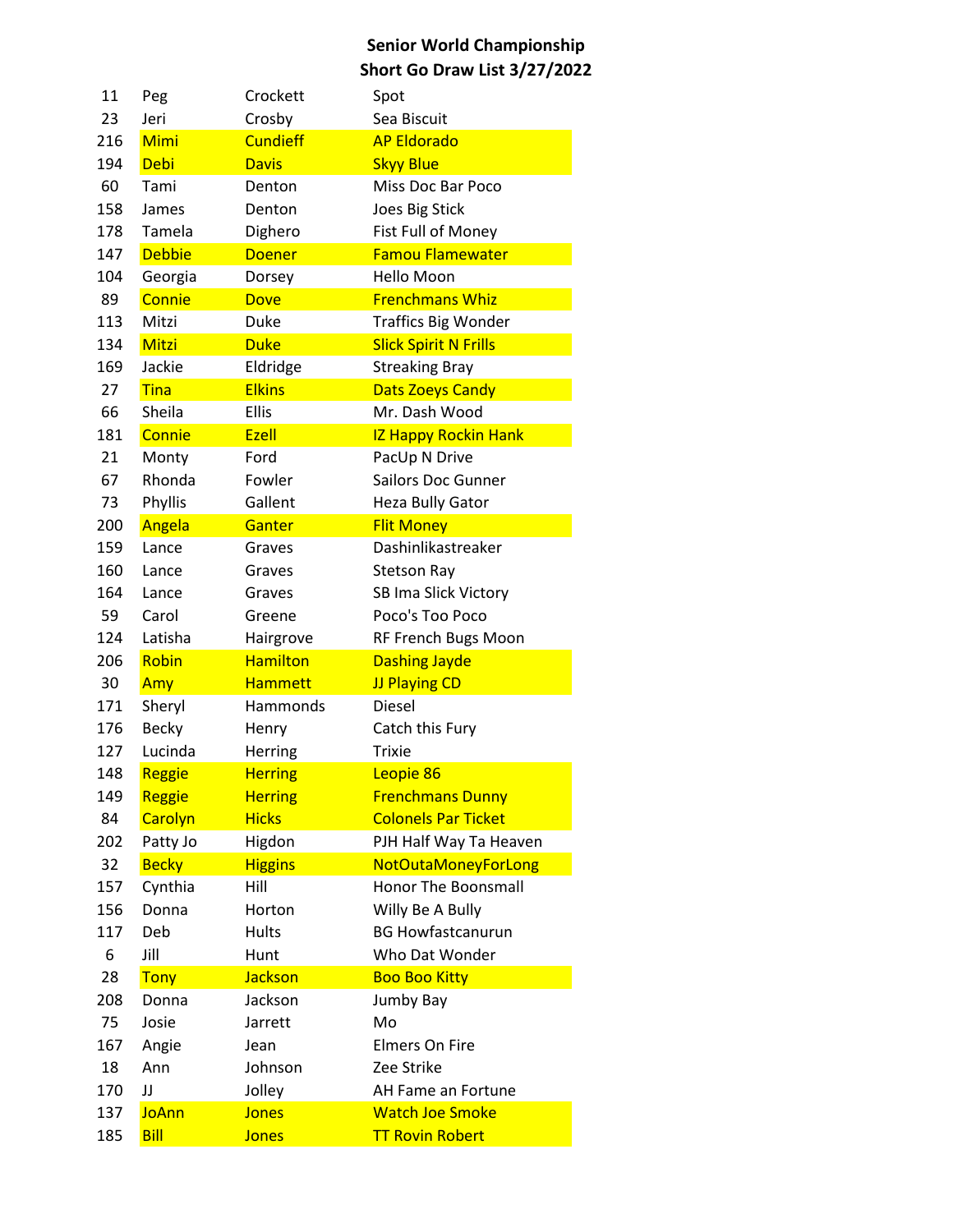**Senior World Championship**
**Short Go Draw List 3/27/2022**

| | | | |
|---|---|---|---|
| 11 | Peg | Crockett | Spot |
| 23 | Jeri | Crosby | Sea Biscuit |
| 216 | Mimi | Cundieff | AP Eldorado |
| 194 | Debi | Davis | Skyy Blue |
| 60 | Tami | Denton | Miss Doc Bar Poco |
| 158 | James | Denton | Joes Big Stick |
| 178 | Tamela | Dighero | Fist Full of Money |
| 147 | Debbie | Doener | Famou Flamewater |
| 104 | Georgia | Dorsey | Hello Moon |
| 89 | Connie | Dove | Frenchmans Whiz |
| 113 | Mitzi | Duke | Traffics Big Wonder |
| 134 | Mitzi | Duke | Slick Spirit N Frills |
| 169 | Jackie | Eldridge | Streaking Bray |
| 27 | Tina | Elkins | Dats Zoeys Candy |
| 66 | Sheila | Ellis | Mr. Dash Wood |
| 181 | Connie | Ezell | IZ Happy Rockin Hank |
| 21 | Monty | Ford | PacUp N Drive |
| 67 | Rhonda | Fowler | Sailors Doc Gunner |
| 73 | Phyllis | Gallent | Heza Bully Gator |
| 200 | Angela | Ganter | Flit Money |
| 159 | Lance | Graves | Dashinlikastreaker |
| 160 | Lance | Graves | Stetson Ray |
| 164 | Lance | Graves | SB Ima Slick Victory |
| 59 | Carol | Greene | Poco's Too Poco |
| 124 | Latisha | Hairgrove | RF French Bugs Moon |
| 206 | Robin | Hamilton | Dashing Jayde |
| 30 | Amy | Hammett | JJ Playing CD |
| 171 | Sheryl | Hammonds | Diesel |
| 176 | Becky | Henry | Catch this Fury |
| 127 | Lucinda | Herring | Trixie |
| 148 | Reggie | Herring | Leopie 86 |
| 149 | Reggie | Herring | Frenchmans Dunny |
| 84 | Carolyn | Hicks | Colonels Par Ticket |
| 202 | Patty Jo | Higdon | PJH Half Way Ta Heaven |
| 32 | Becky | Higgins | NotOutaMoneyForLong |
| 157 | Cynthia | Hill | Honor The Boonsmall |
| 156 | Donna | Horton | Willy Be A Bully |
| 117 | Deb | Hults | BG Howfastcanurun |
| 6 | Jill | Hunt | Who Dat Wonder |
| 28 | Tony | Jackson | Boo Boo Kitty |
| 208 | Donna | Jackson | Jumby Bay |
| 75 | Josie | Jarrett | Mo |
| 167 | Angie | Jean | Elmers On Fire |
| 18 | Ann | Johnson | Zee Strike |
| 170 | JJ | Jolley | AH Fame an Fortune |
| 137 | JoAnn | Jones | Watch Joe Smoke |
| 185 | Bill | Jones | TT Rovin Robert |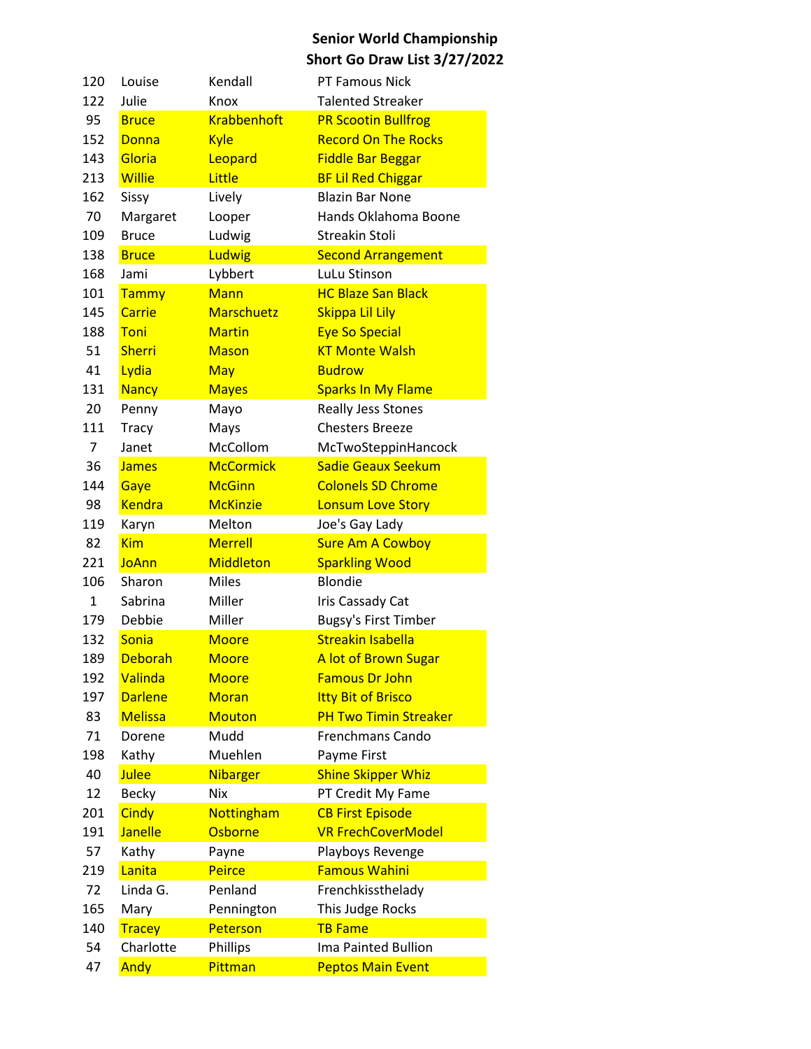# Senior World Championship
## Short Go Draw List 3/27/2022

| | | | |
|---|---|---|---|
| 120 | Louise | Kendall | PT Famous Nick |
| 122 | Julie | Knox | Talented Streaker |
| 95 | Bruce | Krabbenhoft | PR Scootin Bullfrog |
| 152 | Donna | Kyle | Record On The Rocks |
| 143 | Gloria | Leopard | Fiddle Bar Beggar |
| 213 | Willie | Little | BF Lil Red Chiggar |
| 162 | Sissy | Lively | Blazin Bar None |
| 70 | Margaret | Looper | Hands Oklahoma Boone |
| 109 | Bruce | Ludwig | Streakin Stoli |
| 138 | Bruce | Ludwig | Second Arrangement |
| 168 | Jami | Lybbert | LuLu Stinson |
| 101 | Tammy | Mann | HC Blaze San Black |
| 145 | Carrie | Marschuetz | Skippa Lil Lily |
| 188 | Toni | Martin | Eye So Special |
| 51 | Sherri | Mason | KT Monte Walsh |
| 41 | Lydia | May | Budrow |
| 131 | Nancy | Mayes | Sparks In My Flame |
| 20 | Penny | Mayo | Really Jess Stones |
| 111 | Tracy | Mays | Chesters Breeze |
| 7 | Janet | McCollom | McTwoSteppinHancock |
| 36 | James | McCormick | Sadie Geaux Seekum |
| 144 | Gaye | McGinn | Colonels SD Chrome |
| 98 | Kendra | McKinzie | Lonsum Love Story |
| 119 | Karyn | Melton | Joe's Gay Lady |
| 82 | Kim | Merrell | Sure Am A Cowboy |
| 221 | JoAnn | Middleton | Sparkling Wood |
| 106 | Sharon | Miles | Blondie |
| 1 | Sabrina | Miller | Iris Cassady Cat |
| 179 | Debbie | Miller | Bugsy's First Timber |
| 132 | Sonia | Moore | Streakin Isabella |
| 189 | Deborah | Moore | A lot of Brown Sugar |
| 192 | Valinda | Moore | Famous Dr John |
| 197 | Darlene | Moran | Itty Bit of Brisco |
| 83 | Melissa | Mouton | PH Two Timin Streaker |
| 71 | Dorene | Mudd | Frenchmans Cando |
| 198 | Kathy | Muehlen | Payme First |
| 40 | Julee | Nibarger | Shine Skipper Whiz |
| 12 | Becky | Nix | PT Credit My Fame |
| 201 | Cindy | Nottingham | CB First Episode |
| 191 | Janelle | Osborne | VR FrechCoverModel |
| 57 | Kathy | Payne | Playboys Revenge |
| 219 | Lanita | Peirce | Famous Wahini |
| 72 | Linda G. | Penland | Frenchkissthelady |
| 165 | Mary | Pennington | This Judge Rocks |
| 140 | Tracey | Peterson | TB Fame |
| 54 | Charlotte | Phillips | Ima Painted Bullion |
| 47 | Andy | Pittman | Peptos Main Event |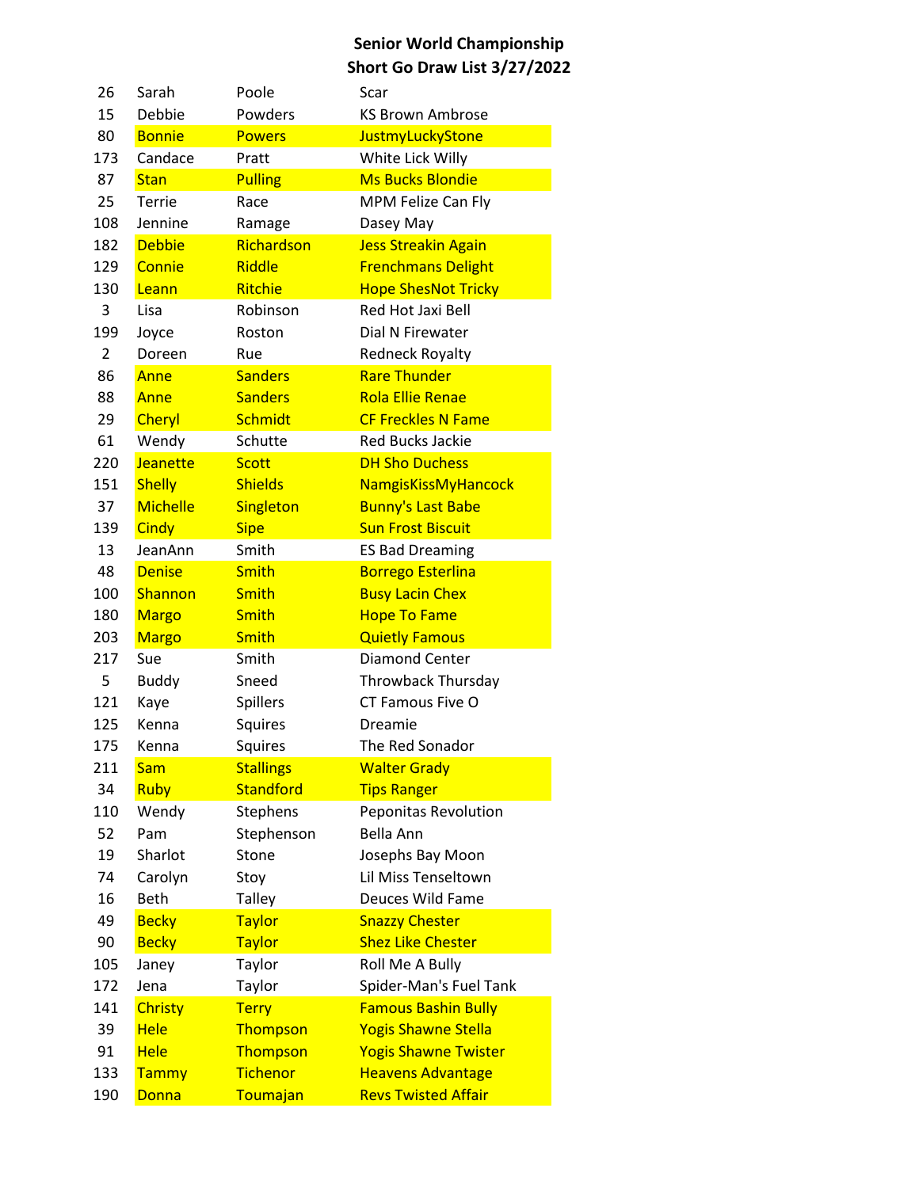**Senior World Championship**
**Short Go Draw List 3/27/2022**

| | | | |
|---|---|---|---|
| 26 | Sarah | Poole | Scar |
| 15 | Debbie | Powders | KS Brown Ambrose |
| 80 | Bonnie | Powers | JustmyLuckyStone |
| 173 | Candace | Pratt | White Lick Willy |
| 87 | Stan | Pulling | Ms Bucks Blondie |
| 25 | Terrie | Race | MPM Felize Can Fly |
| 108 | Jennine | Ramage | Dasey May |
| 182 | Debbie | Richardson | Jess Streakin Again |
| 129 | Connie | Riddle | Frenchmans Delight |
| 130 | Leann | Ritchie | Hope ShesNot Tricky |
| 3 | Lisa | Robinson | Red Hot Jaxi Bell |
| 199 | Joyce | Roston | Dial N Firewater |
| 2 | Doreen | Rue | Redneck Royalty |
| 86 | Anne | Sanders | Rare Thunder |
| 88 | Anne | Sanders | Rola Ellie Renae |
| 29 | Cheryl | Schmidt | CF Freckles N Fame |
| 61 | Wendy | Schutte | Red Bucks Jackie |
| 220 | Jeanette | Scott | DH Sho Duchess |
| 151 | Shelly | Shields | NamgisKissMyHancock |
| 37 | Michelle | Singleton | Bunny's Last Babe |
| 139 | Cindy | Sipe | Sun Frost Biscuit |
| 13 | JeanAnn | Smith | ES Bad Dreaming |
| 48 | Denise | Smith | Borrego Esterlina |
| 100 | Shannon | Smith | Busy Lacin Chex |
| 180 | Margo | Smith | Hope To Fame |
| 203 | Margo | Smith | Quietly Famous |
| 217 | Sue | Smith | Diamond Center |
| 5 | Buddy | Sneed | Throwback Thursday |
| 121 | Kaye | Spillers | CT Famous Five O |
| 125 | Kenna | Squires | Dreamie |
| 175 | Kenna | Squires | The Red Sonador |
| 211 | Sam | Stallings | Walter Grady |
| 34 | Ruby | Standford | Tips Ranger |
| 110 | Wendy | Stephens | Peponitas Revolution |
| 52 | Pam | Stephenson | Bella Ann |
| 19 | Sharlot | Stone | Josephs Bay Moon |
| 74 | Carolyn | Stoy | Lil Miss Tenseltown |
| 16 | Beth | Talley | Deuces Wild Fame |
| 49 | Becky | Taylor | Snazzy Chester |
| 90 | Becky | Taylor | Shez Like Chester |
| 105 | Janey | Taylor | Roll Me A Bully |
| 172 | Jena | Taylor | Spider-Man's Fuel Tank |
| 141 | Christy | Terry | Famous Bashin Bully |
| 39 | Hele | Thompson | Yogis Shawne Stella |
| 91 | Hele | Thompson | Yogis Shawne Twister |
| 133 | Tammy | Tichenor | Heavens Advantage |
| 190 | Donna | Toumajan | Revs Twisted Affair |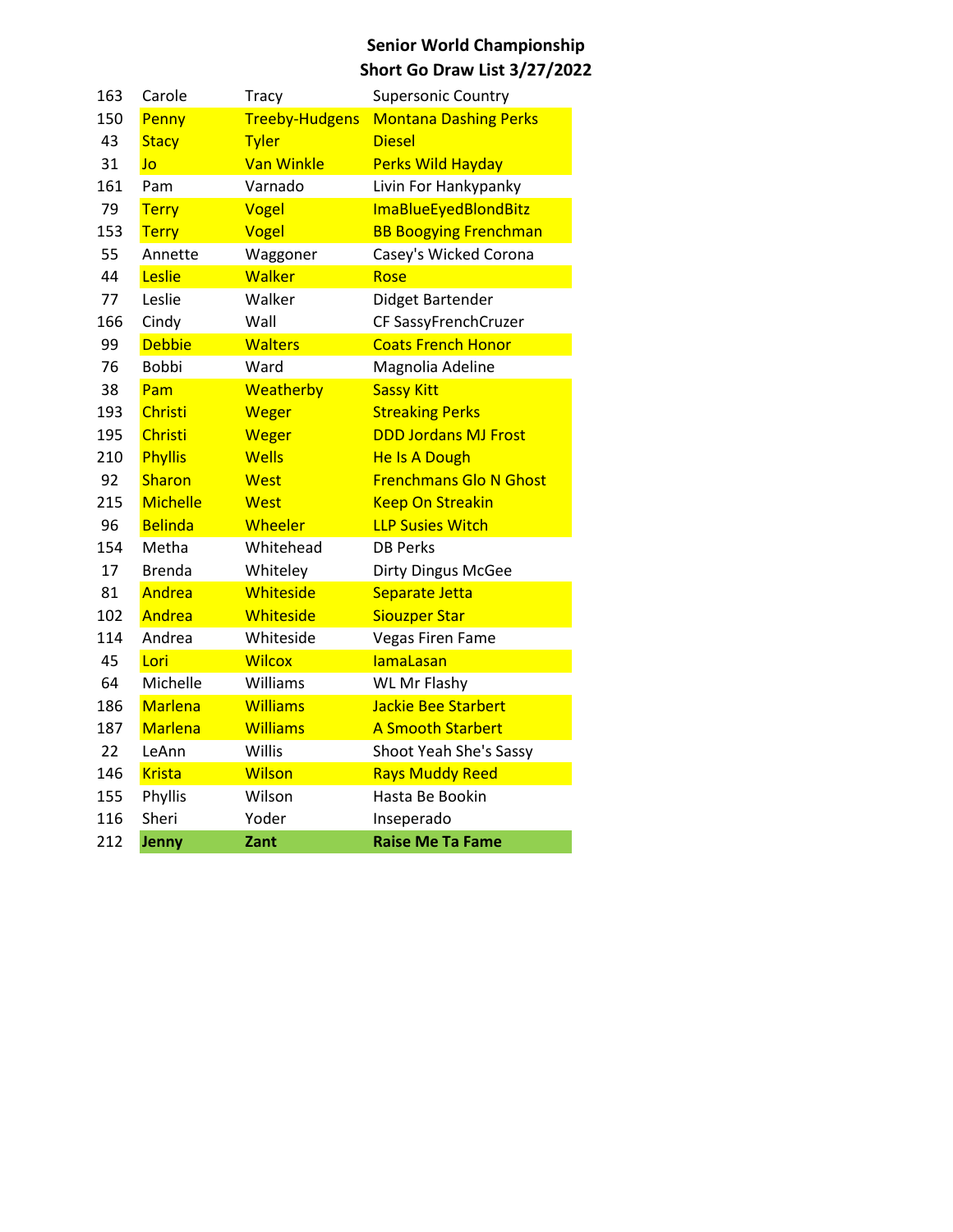**Senior World Championship**
**Short Go Draw List 3/27/2022**

| | | | |
|---|---|---|---|
| 163 | Carole | Tracy | Supersonic Country |
| 150 | Penny | Treeby-Hudgens | Montana Dashing Perks |
| 43 | Stacy | Tyler | Diesel |
| 31 | Jo | Van Winkle | Perks Wild Hayday |
| 161 | Pam | Varnado | Livin For Hankypanky |
| 79 | Terry | Vogel | ImaBlueEyedBlondBitz |
| 153 | Terry | Vogel | BB Boogying Frenchman |
| 55 | Annette | Waggoner | Casey's Wicked Corona |
| 44 | Leslie | Walker | Rose |
| 77 | Leslie | Walker | Didget Bartender |
| 166 | Cindy | Wall | CF SassyFrenchCruzer |
| 99 | Debbie | Walters | Coats French Honor |
| 76 | Bobbi | Ward | Magnolia Adeline |
| 38 | Pam | Weatherby | Sassy Kitt |
| 193 | Christi | Weger | Streaking Perks |
| 195 | Christi | Weger | DDD Jordans MJ Frost |
| 210 | Phyllis | Wells | He Is A Dough |
| 92 | Sharon | West | Frenchmans Glo N Ghost |
| 215 | Michelle | West | Keep On Streakin |
| 96 | Belinda | Wheeler | LLP Susies Witch |
| 154 | Metha | Whitehead | DB Perks |
| 17 | Brenda | Whiteley | Dirty Dingus McGee |
| 81 | Andrea | Whiteside | Separate Jetta |
| 102 | Andrea | Whiteside | Siouzper Star |
| 114 | Andrea | Whiteside | Vegas Firen Fame |
| 45 | Lori | Wilcox | IamaLasan |
| 64 | Michelle | Williams | WL Mr Flashy |
| 186 | Marlena | Williams | Jackie Bee Starbert |
| 187 | Marlena | Williams | A Smooth Starbert |
| 22 | LeAnn | Willis | Shoot Yeah She's Sassy |
| 146 | Krista | Wilson | Rays Muddy Reed |
| 155 | Phyllis | Wilson | Hasta Be Bookin |
| 116 | Sheri | Yoder | Inseperado |
| 212 | **Jenny** | **Zant** | **Raise Me Ta Fame** |